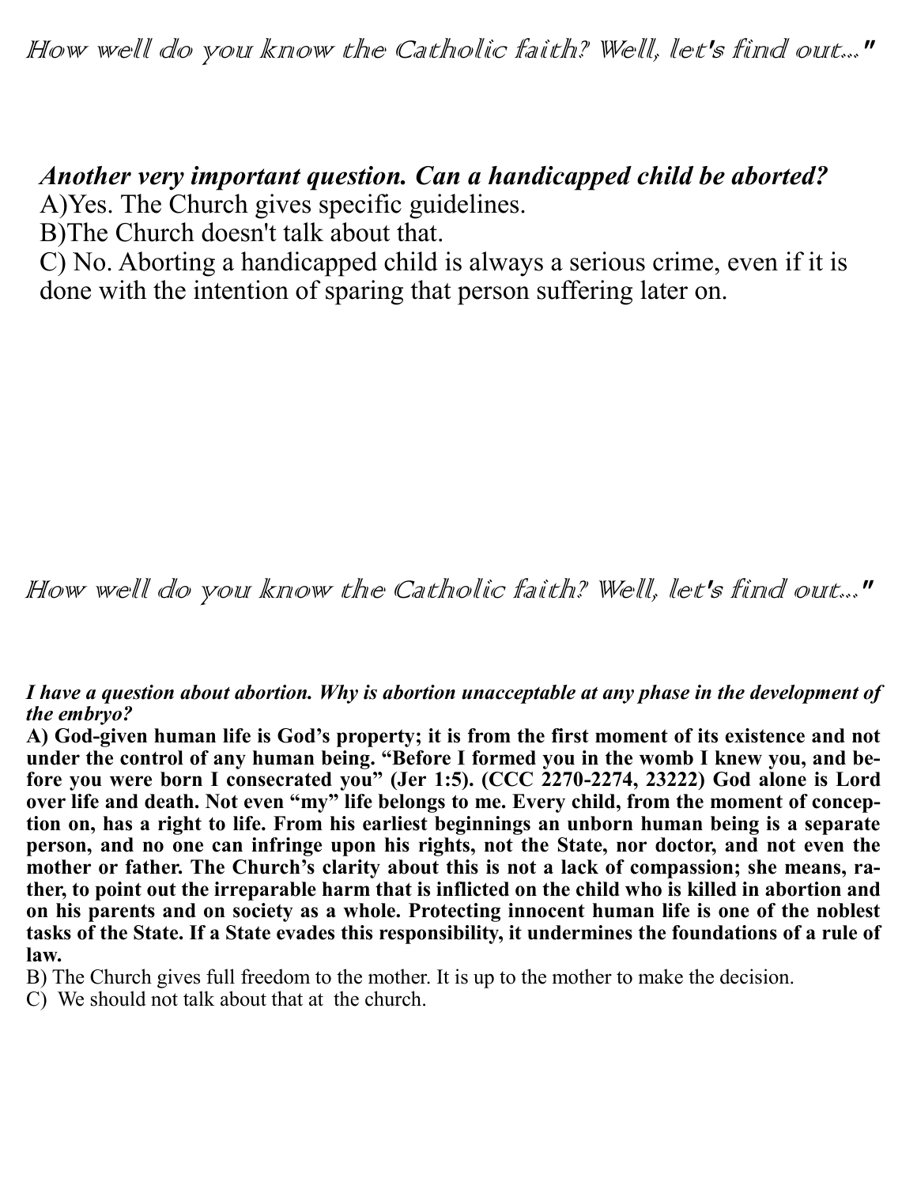*How well do you know the Catholic faith? Well, let's find out..."*

***Another very important question. Can a handicapped child be aborted?***

A)Yes. The Church gives specific guidelines.

B)The Church doesn't talk about that.

C) No. Aborting a handicapped child is always a serious crime, even if it is done with the intention of sparing that person suffering later on.

*How well do you know the Catholic faith? Well, let's find out..."*

***I have a question about abortion. Why is abortion unacceptable at any phase in the development of the embryo?***

**A) God-given human life is God's property; it is from the first moment of its existence and not under the control of any human being. "Before I formed you in the womb I knew you, and before you were born I consecrated you" (Jer 1:5). (CCC 2270-2274, 23222) God alone is Lord over life and death. Not even "my" life belongs to me. Every child, from the moment of conception on, has a right to life. From his earliest beginnings an unborn human being is a separate person, and no one can infringe upon his rights, not the State, nor doctor, and not even the mother or father. The Church's clarity about this is not a lack of compassion; she means, rather, to point out the irreparable harm that is inflicted on the child who is killed in abortion and on his parents and on society as a whole. Protecting innocent human life is one of the noblest tasks of the State. If a State evades this responsibility, it undermines the foundations of a rule of law.**

B) The Church gives full freedom to the mother. It is up to the mother to make the decision.

C) We should not talk about that at the church.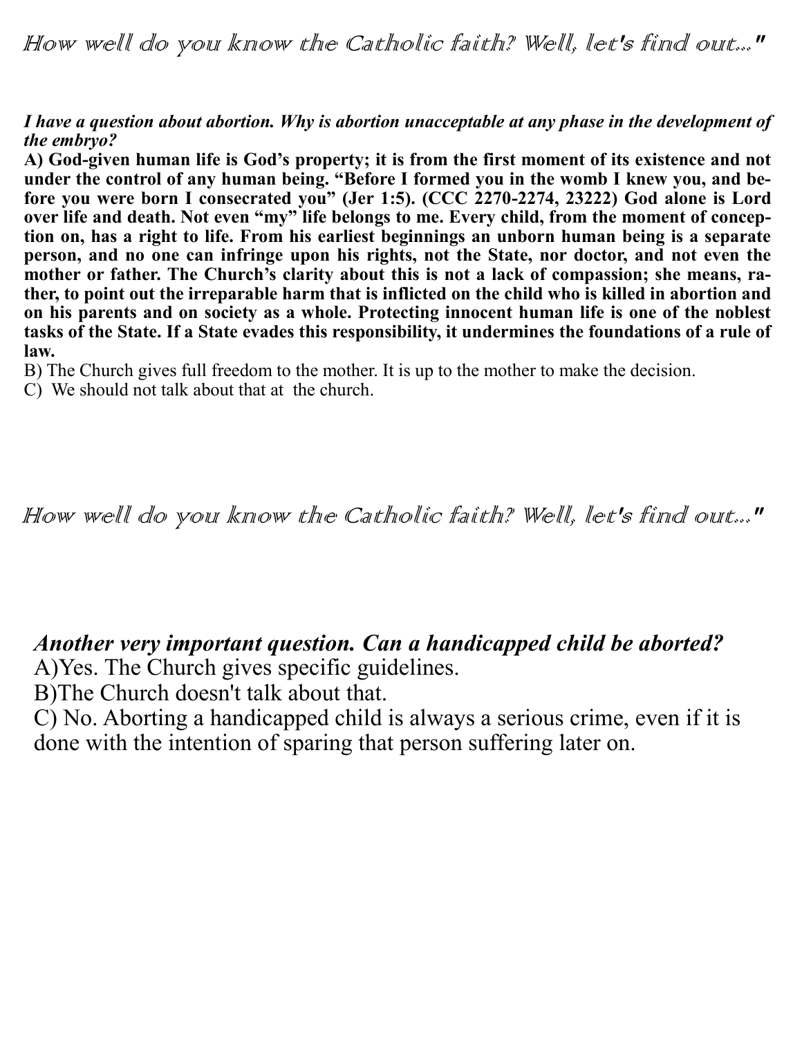*How well do you know the Catholic faith? Well, let's find out..."*

***I have a question about abortion. Why is abortion unacceptable at any phase in the development of the embryo?***

**A) God-given human life is God's property; it is from the first moment of its existence and not under the control of any human being. "Before I formed you in the womb I knew you, and before you were born I consecrated you" (Jer 1:5). (CCC 2270-2274, 23222) God alone is Lord over life and death. Not even "my" life belongs to me. Every child, from the moment of conception on, has a right to life. From his earliest beginnings an unborn human being is a separate person, and no one can infringe upon his rights, not the State, nor doctor, and not even the mother or father. The Church's clarity about this is not a lack of compassion; she means, rather, to point out the irreparable harm that is inflicted on the child who is killed in abortion and on his parents and on society as a whole. Protecting innocent human life is one of the noblest tasks of the State. If a State evades this responsibility, it undermines the foundations of a rule of law.**

B) The Church gives full freedom to the mother. It is up to the mother to make the decision.

C) We should not talk about that at the church.

*How well do you know the Catholic faith? Well, let's find out..."*

***Another very important question. Can a handicapped child be aborted?***

A)Yes. The Church gives specific guidelines.

B)The Church doesn't talk about that.

C) No. Aborting a handicapped child is always a serious crime, even if it is done with the intention of sparing that person suffering later on.